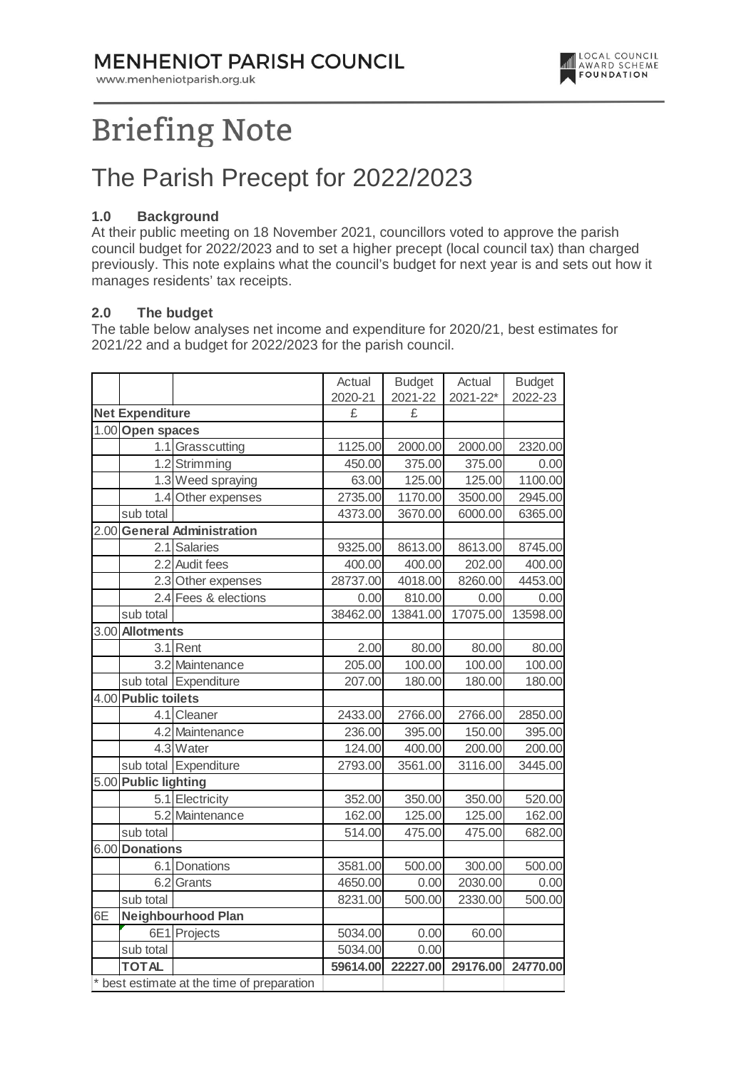# MENHENIOT PARISH COUNCIL

www.menheniotparish.org.uk

LOCAL COUNCIL AWARD SCHEME FOUNDATION

# Briefing Note

## The Parish Precept for 2022/2023

### 1.0 Background

At their public meeting on 18 November 2021, councillors voted to approve the parish council budget for 2022/2023 and to set a higher precept (local council tax) than charged previously. This note explains what the council's budget for next year is and sets out how it manages residents' tax receipts.

### 2.0 The budget

The table below analyses net income and expenditure for 2020/21, best estimates for 2021/22 and a budget for 2022/2023 for the parish council.

| | | | Actual 2020-21 | Budget 2021-22 | Actual 2021-22* | Budget 2022-23 |
|---|---|---|---|---|---|---|
| **Net Expenditure** | | | £ | £ | | |
| 1.00 | **Open spaces** | | | | | |
| | 1.1 | Grasscutting | 1125.00 | 2000.00 | 2000.00 | 2320.00 |
| | 1.2 | Strimming | 450.00 | 375.00 | 375.00 | 0.00 |
| | 1.3 | Weed spraying | 63.00 | 125.00 | 125.00 | 1100.00 |
| | 1.4 | Other expenses | 2735.00 | 1170.00 | 3500.00 | 2945.00 |
| | sub total | | 4373.00 | 3670.00 | 6000.00 | 6365.00 |
| 2.00 | **General Administration** | | | | | |
| | 2.1 | Salaries | 9325.00 | 8613.00 | 8613.00 | 8745.00 |
| | 2.2 | Audit fees | 400.00 | 400.00 | 202.00 | 400.00 |
| | 2.3 | Other expenses | 28737.00 | 4018.00 | 8260.00 | 4453.00 |
| | 2.4 | Fees & elections | 0.00 | 810.00 | 0.00 | 0.00 |
| | sub total | | 38462.00 | 13841.00 | 17075.00 | 13598.00 |
| 3.00 | **Allotments** | | | | | |
| | 3.1 | Rent | 2.00 | 80.00 | 80.00 | 80.00 |
| | 3.2 | Maintenance | 205.00 | 100.00 | 100.00 | 100.00 |
| | sub total | Expenditure | 207.00 | 180.00 | 180.00 | 180.00 |
| 4.00 | **Public toilets** | | | | | |
| | 4.1 | Cleaner | 2433.00 | 2766.00 | 2766.00 | 2850.00 |
| | 4.2 | Maintenance | 236.00 | 395.00 | 150.00 | 395.00 |
| | 4.3 | Water | 124.00 | 400.00 | 200.00 | 200.00 |
| | sub total | Expenditure | 2793.00 | 3561.00 | 3116.00 | 3445.00 |
| 5.00 | **Public lighting** | | | | | |
| | 5.1 | Electricity | 352.00 | 350.00 | 350.00 | 520.00 |
| | 5.2 | Maintenance | 162.00 | 125.00 | 125.00 | 162.00 |
| | sub total | | 514.00 | 475.00 | 475.00 | 682.00 |
| 6.00 | **Donations** | | | | | |
| | 6.1 | Donations | 3581.00 | 500.00 | 300.00 | 500.00 |
| | 6.2 | Grants | 4650.00 | 0.00 | 2030.00 | 0.00 |
| | sub total | | 8231.00 | 500.00 | 2330.00 | 500.00 |
| 6E | **Neighbourhood Plan** | | | | | |
| | 6E1 | Projects | 5034.00 | 0.00 | 60.00 | |
| | sub total | | 5034.00 | 0.00 | | |
| | **TOTAL** | | **59614.00** | **22227.00** | **29176.00** | **24770.00** |
| * best estimate at the time of preparation | | | | | | |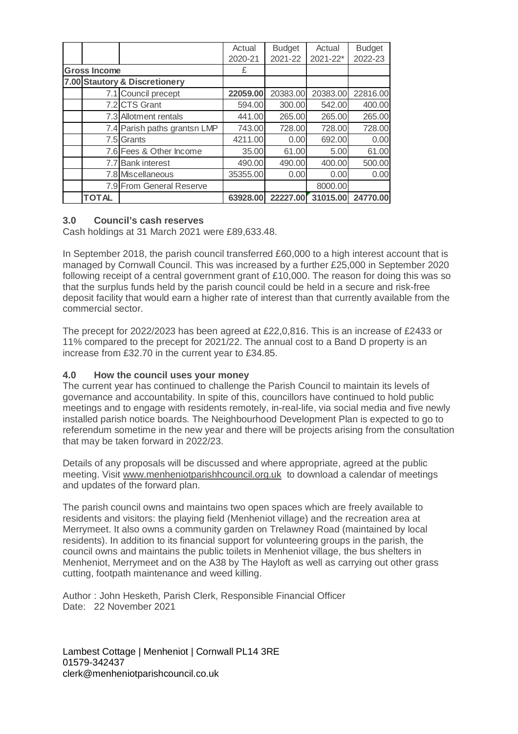| | | | Actual 2020-21 | Budget 2021-22 | Actual 2021-22* | Budget 2022-23 |
|---|---|---|---|---|---|---|
| **Gross Income** | | | £ | | | |
| **7.00** | **Stautory & Discretionery** | | | | | |
| | 7.1 | Council precept | **22059.00** | 20383.00 | 20383.00 | 22816.00 |
| | 7.2 | CTS Grant | 594.00 | 300.00 | 542.00 | 400.00 |
| | 7.3 | Allotment rentals | 441.00 | 265.00 | 265.00 | 265.00 |
| | 7.4 | Parish paths grantsn LMP | 743.00 | 728.00 | 728.00 | 728.00 |
| | 7.5 | Grants | 4211.00 | 0.00 | 692.00 | 0.00 |
| | 7.6 | Fees & Other Income | 35.00 | 61.00 | 5.00 | 61.00 |
| | 7.7 | Bank interest | 490.00 | 490.00 | 400.00 | 500.00 |
| | 7.8 | Miscellaneous | 35355.00 | 0.00 | 0.00 | 0.00 |
| | 7.9 | From General Reserve | | | 8000.00 | |
| | **TOTAL** | | **63928.00** | **22227.00** | **31015.00** | **24770.00** |

### 3.0 Council's cash reserves

Cash holdings at 31 March 2021 were £89,633.48.

In September 2018, the parish council transferred £60,000 to a high interest account that is managed by Cornwall Council. This was increased by a further £25,000 in September 2020 following receipt of a central government grant of £10,000. The reason for doing this was so that the surplus funds held by the parish council could be held in a secure and risk-free deposit facility that would earn a higher rate of interest than that currently available from the commercial sector.

The precept for 2022/2023 has been agreed at £22,0,816. This is an increase of £2433 or 11% compared to the precept for 2021/22. The annual cost to a Band D property is an increase from £32.70 in the current year to £34.85.

### 4.0 How the council uses your money

The current year has continued to challenge the Parish Council to maintain its levels of governance and accountability. In spite of this, councillors have continued to hold public meetings and to engage with residents remotely, in-real-life, via social media and five newly installed parish notice boards. The Neighbourhood Development Plan is expected to go to referendum sometime in the new year and there will be projects arising from the consultation that may be taken forward in 2022/23.

Details of any proposals will be discussed and where appropriate, agreed at the public meeting. Visit www.menheniotparishhcouncil.org.uk to download a calendar of meetings and updates of the forward plan.

The parish council owns and maintains two open spaces which are freely available to residents and visitors: the playing field (Menheniot village) and the recreation area at Merrymeet. It also owns a community garden on Trelawney Road (maintained by local residents). In addition to its financial support for volunteering groups in the parish, the council owns and maintains the public toilets in Menheniot village, the bus shelters in Menheniot, Merrymeet and on the A38 by The Hayloft as well as carrying out other grass cutting, footpath maintenance and weed killing.

Author : John Hesketh, Parish Clerk, Responsible Financial Officer
Date: 22 November 2021

Lambest Cottage | Menheniot | Cornwall PL14 3RE
01579-342437
clerk@menheniotparishcouncil.co.uk